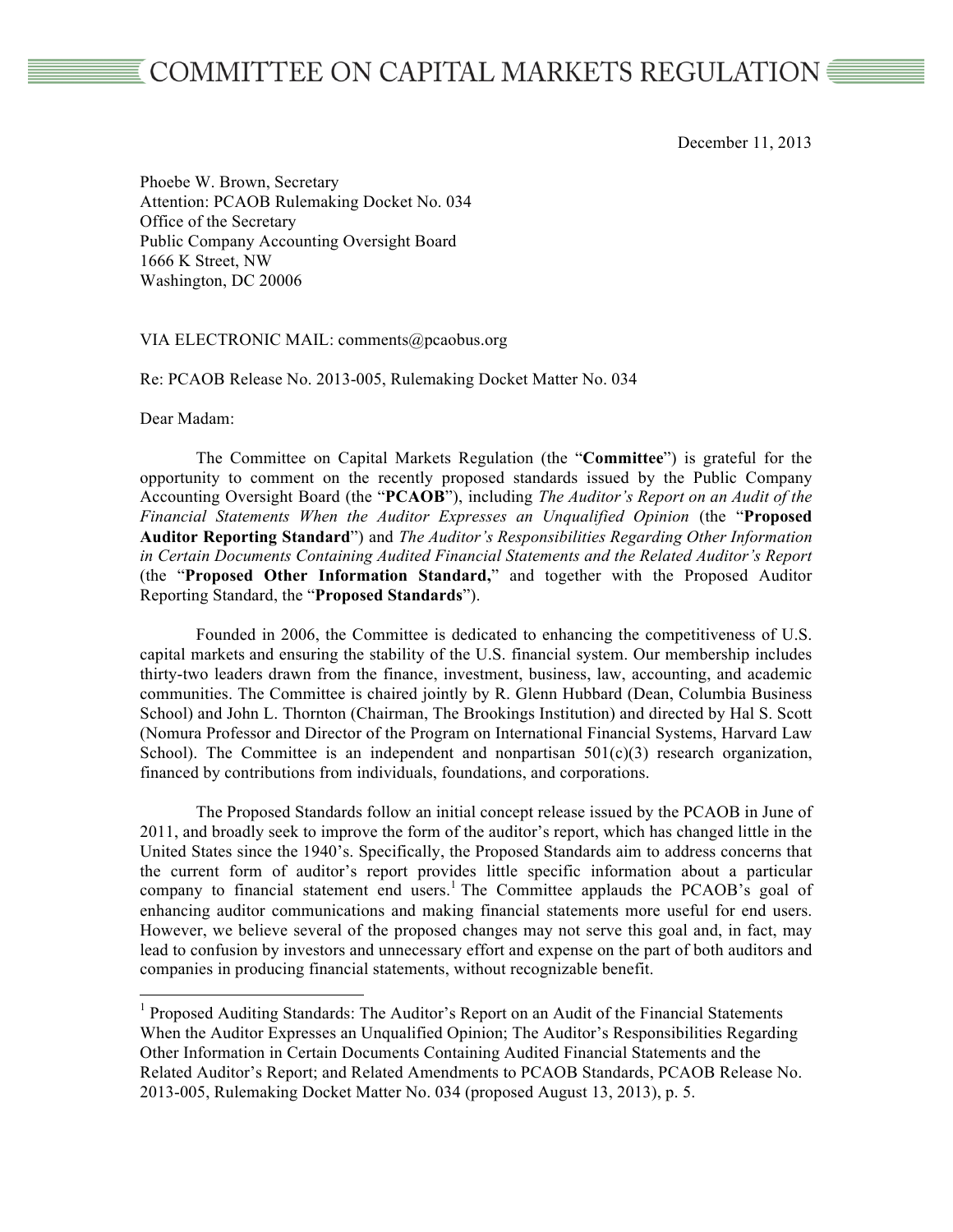# COMMITTEE ON CAPITAL MARKETS REGULATION

December 11, 2013

Phoebe W. Brown, Secretary
Attention: PCAOB Rulemaking Docket No. 034
Office of the Secretary
Public Company Accounting Oversight Board
1666 K Street, NW
Washington, DC 20006

VIA ELECTRONIC MAIL: comments@pcaobus.org

Re: PCAOB Release No. 2013-005, Rulemaking Docket Matter No. 034

Dear Madam:

The Committee on Capital Markets Regulation (the "**Committee**") is grateful for the opportunity to comment on the recently proposed standards issued by the Public Company Accounting Oversight Board (the "**PCAOB**"), including *The Auditor's Report on an Audit of the Financial Statements When the Auditor Expresses an Unqualified Opinion* (the "**Proposed Auditor Reporting Standard**") and *The Auditor's Responsibilities Regarding Other Information in Certain Documents Containing Audited Financial Statements and the Related Auditor's Report* (the "**Proposed Other Information Standard,**" and together with the Proposed Auditor Reporting Standard, the "**Proposed Standards**").

Founded in 2006, the Committee is dedicated to enhancing the competitiveness of U.S. capital markets and ensuring the stability of the U.S. financial system. Our membership includes thirty-two leaders drawn from the finance, investment, business, law, accounting, and academic communities. The Committee is chaired jointly by R. Glenn Hubbard (Dean, Columbia Business School) and John L. Thornton (Chairman, The Brookings Institution) and directed by Hal S. Scott (Nomura Professor and Director of the Program on International Financial Systems, Harvard Law School). The Committee is an independent and nonpartisan 501(c)(3) research organization, financed by contributions from individuals, foundations, and corporations.

The Proposed Standards follow an initial concept release issued by the PCAOB in June of 2011, and broadly seek to improve the form of the auditor's report, which has changed little in the United States since the 1940's. Specifically, the Proposed Standards aim to address concerns that the current form of auditor's report provides little specific information about a particular company to financial statement end users.[1] The Committee applauds the PCAOB's goal of enhancing auditor communications and making financial statements more useful for end users. However, we believe several of the proposed changes may not serve this goal and, in fact, may lead to confusion by investors and unnecessary effort and expense on the part of both auditors and companies in producing financial statements, without recognizable benefit.

---

[1] Proposed Auditing Standards: The Auditor's Report on an Audit of the Financial Statements When the Auditor Expresses an Unqualified Opinion; The Auditor's Responsibilities Regarding Other Information in Certain Documents Containing Audited Financial Statements and the Related Auditor's Report; and Related Amendments to PCAOB Standards, PCAOB Release No. 2013-005, Rulemaking Docket Matter No. 034 (proposed August 13, 2013), p. 5.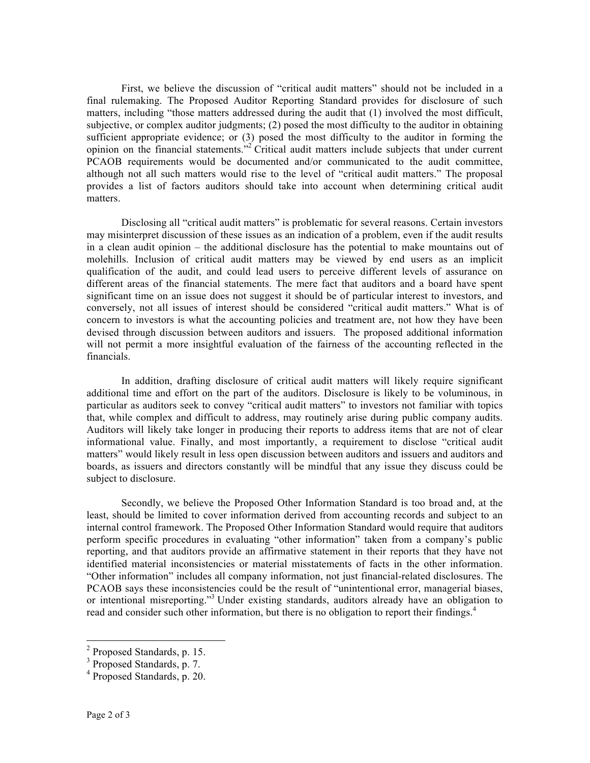First, we believe the discussion of "critical audit matters" should not be included in a final rulemaking. The Proposed Auditor Reporting Standard provides for disclosure of such matters, including "those matters addressed during the audit that (1) involved the most difficult, subjective, or complex auditor judgments; (2) posed the most difficulty to the auditor in obtaining sufficient appropriate evidence; or (3) posed the most difficulty to the auditor in forming the opinion on the financial statements."[2] Critical audit matters include subjects that under current PCAOB requirements would be documented and/or communicated to the audit committee, although not all such matters would rise to the level of "critical audit matters." The proposal provides a list of factors auditors should take into account when determining critical audit matters.

Disclosing all "critical audit matters" is problematic for several reasons. Certain investors may misinterpret discussion of these issues as an indication of a problem, even if the audit results in a clean audit opinion – the additional disclosure has the potential to make mountains out of molehills. Inclusion of critical audit matters may be viewed by end users as an implicit qualification of the audit, and could lead users to perceive different levels of assurance on different areas of the financial statements. The mere fact that auditors and a board have spent significant time on an issue does not suggest it should be of particular interest to investors, and conversely, not all issues of interest should be considered "critical audit matters." What is of concern to investors is what the accounting policies and treatment are, not how they have been devised through discussion between auditors and issuers. The proposed additional information will not permit a more insightful evaluation of the fairness of the accounting reflected in the financials.

In addition, drafting disclosure of critical audit matters will likely require significant additional time and effort on the part of the auditors. Disclosure is likely to be voluminous, in particular as auditors seek to convey "critical audit matters" to investors not familiar with topics that, while complex and difficult to address, may routinely arise during public company audits. Auditors will likely take longer in producing their reports to address items that are not of clear informational value. Finally, and most importantly, a requirement to disclose "critical audit matters" would likely result in less open discussion between auditors and issuers and auditors and boards, as issuers and directors constantly will be mindful that any issue they discuss could be subject to disclosure.

Secondly, we believe the Proposed Other Information Standard is too broad and, at the least, should be limited to cover information derived from accounting records and subject to an internal control framework. The Proposed Other Information Standard would require that auditors perform specific procedures in evaluating "other information" taken from a company's public reporting, and that auditors provide an affirmative statement in their reports that they have not identified material inconsistencies or material misstatements of facts in the other information. "Other information" includes all company information, not just financial-related disclosures. The PCAOB says these inconsistencies could be the result of "unintentional error, managerial biases, or intentional misreporting."[3] Under existing standards, auditors already have an obligation to read and consider such other information, but there is no obligation to report their findings.[4]

---

[2] Proposed Standards, p. 15.

[3] Proposed Standards, p. 7.

[4] Proposed Standards, p. 20.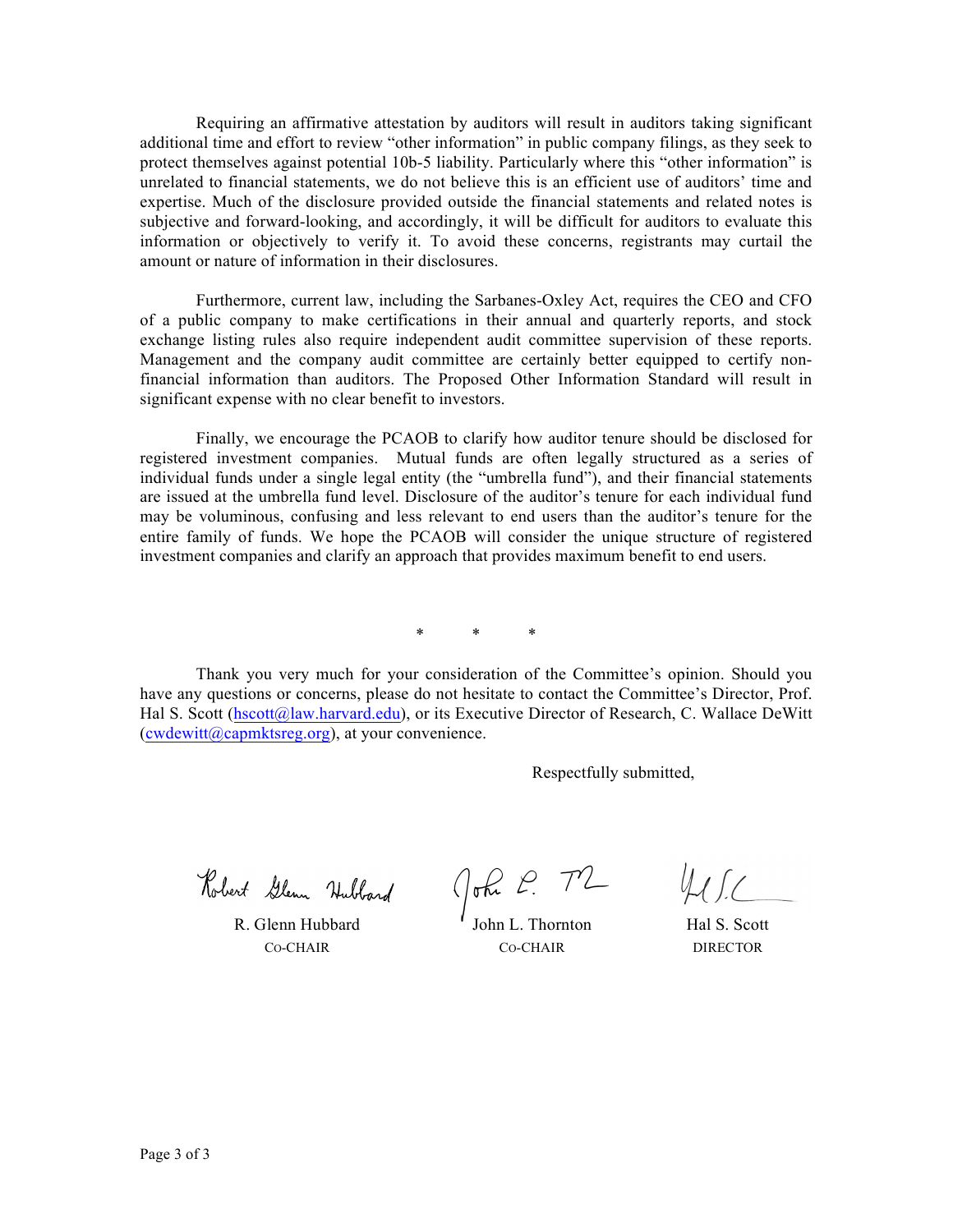Requiring an affirmative attestation by auditors will result in auditors taking significant additional time and effort to review "other information" in public company filings, as they seek to protect themselves against potential 10b-5 liability. Particularly where this "other information" is unrelated to financial statements, we do not believe this is an efficient use of auditors' time and expertise. Much of the disclosure provided outside the financial statements and related notes is subjective and forward-looking, and accordingly, it will be difficult for auditors to evaluate this information or objectively to verify it. To avoid these concerns, registrants may curtail the amount or nature of information in their disclosures.

Furthermore, current law, including the Sarbanes-Oxley Act, requires the CEO and CFO of a public company to make certifications in their annual and quarterly reports, and stock exchange listing rules also require independent audit committee supervision of these reports. Management and the company audit committee are certainly better equipped to certify non-financial information than auditors. The Proposed Other Information Standard will result in significant expense with no clear benefit to investors.

Finally, we encourage the PCAOB to clarify how auditor tenure should be disclosed for registered investment companies. Mutual funds are often legally structured as a series of individual funds under a single legal entity (the "umbrella fund"), and their financial statements are issued at the umbrella fund level. Disclosure of the auditor's tenure for each individual fund may be voluminous, confusing and less relevant to end users than the auditor's tenure for the entire family of funds. We hope the PCAOB will consider the unique structure of registered investment companies and clarify an approach that provides maximum benefit to end users.

\* \* \*

Thank you very much for your consideration of the Committee's opinion. Should you have any questions or concerns, please do not hesitate to contact the Committee's Director, Prof. Hal S. Scott (hscott@law.harvard.edu), or its Executive Director of Research, C. Wallace DeWitt (cwdewitt@capmktsreg.org), at your convenience.

Respectfully submitted,

Robert Glenn Hubbard

R. Glenn Hubbard
CO-CHAIR

John L. Thornton
CO-CHAIR

Hal S. Scott
DIRECTOR